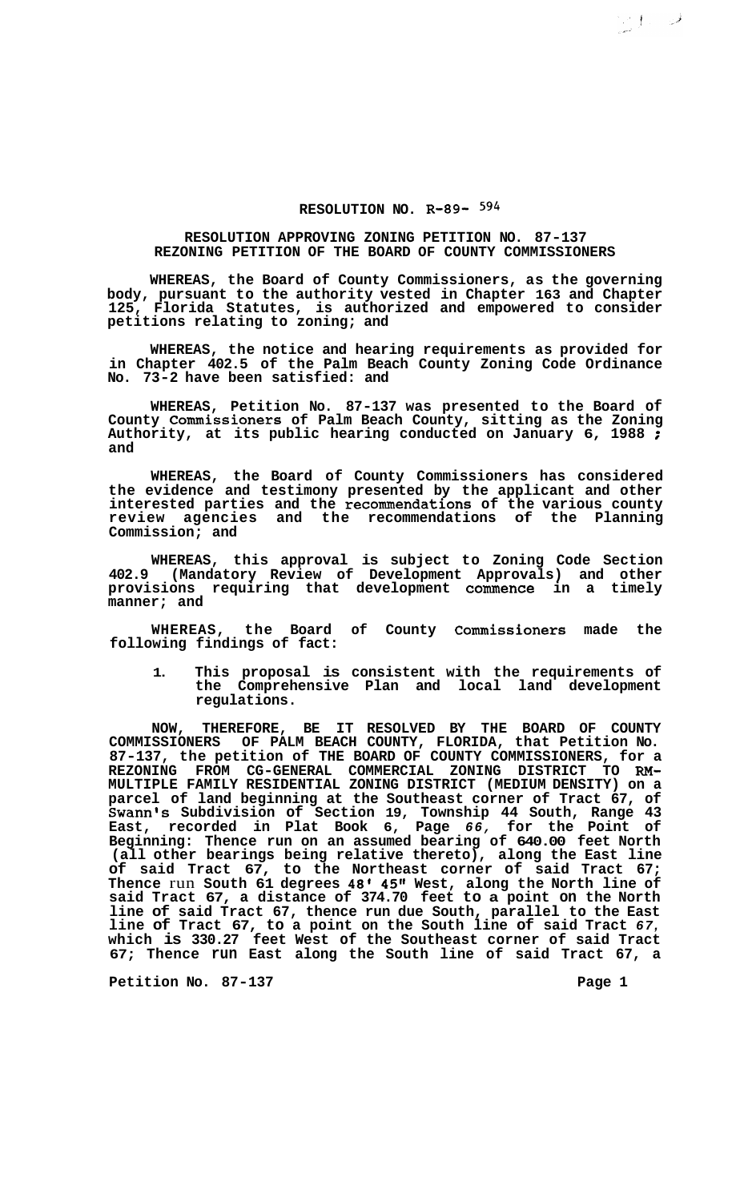# RESOLUTION NO. R-89- 594

## RESOLUTION APPROVING ZONING PETITION NO. 87-137 REZONING PETITION OF THE BOARD OF COUNTY COMMISSIONERS

**WHEREAS, the Board of County Commissioners, as the governing body, pursuant to the authority vested in Chapter 163 and Chapter 125, Florida Statutes, is authorized and empowered to consider petitions relating to zoning; and**

**WHEREAS, the notice and hearing requirements as provided for in Chapter 402.5 of the Palm Beach County Zoning Code Ordinance No. 73-2 have been satisfied: and**

**WHEREAS, Petition No. 87-137 was presented to the Board of County Commissioners of Palm Beach County, sitting as the Zoning Authority, at its public hearing conducted on January 6, 1988 ; and**

**WHEREAS, the Board of County Commissioners has considered the evidence and testimony presented by the applicant and other interested parties and the recommendations of the various county review agencies and the recommendations of the Planning Commission; and**

**WHEREAS, this approval is subject to Zoning Code Section 402.9 (Mandatory Review of Development Approvals) and other provisions requiring that development commence in a timely manner; and**

**WHEREAS, the Board of County Commissioners made the following findings of fact:**

1. **This proposal is consistent with the requirements of the Comprehensive Plan and local land development regulations.**

**NOW, THEREFORE, BE IT RESOLVED BY THE BOARD OF COUNTY COMMISSIONERS OF PALM BEACH COUNTY, FLORIDA, that Petition No. 87-137, the petition of THE BOARD OF COUNTY COMMISSIONERS, for a REZONING FROM CG-GENERAL COMMERCIAL ZONING DISTRICT TO RM-MULTIPLE FAMILY RESIDENTIAL ZONING DISTRICT (MEDIUM DENSITY) on a parcel of land beginning at the Southeast corner of Tract 67, of Swann's Subdivision of Section 19, Township 44 South, Range 43 East, recorded in Plat Book 6, Page 66, for the Point of Beginning: Thence run on an assumed bearing of 640.00 feet North (all other bearings being relative thereto), along the East line of said Tract 67, to the Northeast corner of said Tract 67; Thence run South 61 degrees 48' 45" West, along the North line of said Tract 67, a distance of 374.70 feet to a point on the North line of said Tract 67, thence run due South, parallel to the East line of Tract 67, to a point on the South line of said Tract 67, which is 330.27 feet West of the Southeast corner of said Tract 67; Thence run East along the South line of said Tract 67, a**

**Petition No. 87-137**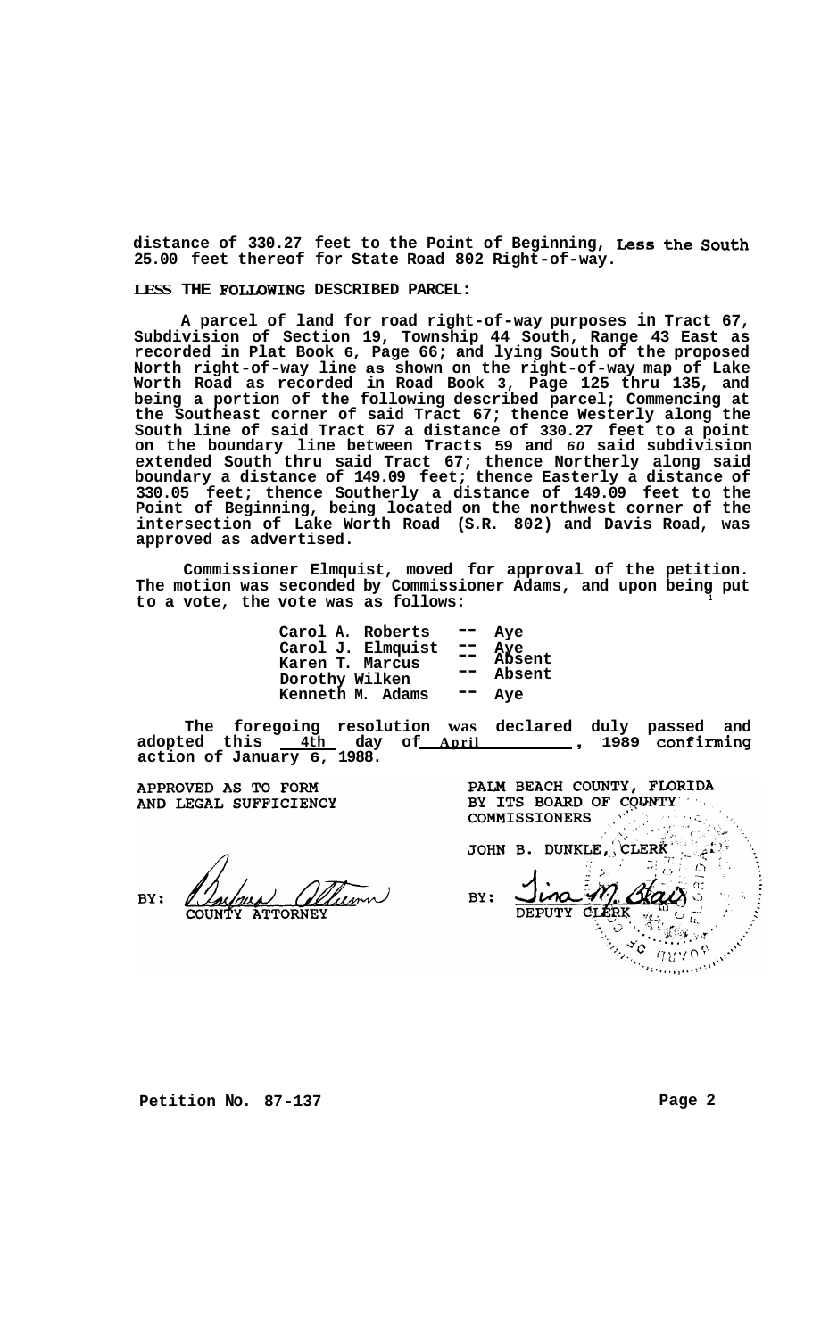distance of 330.27 feet to the Point of Beginning, Less the South 25.00 feet thereof for State Road 802 Right-of-way.

**LESS THE FOLLOWING DESCRIBED PARCEL:**

A parcel of land for road right-of-way purposes in Tract 67, Subdivision of Section 19, Township 44 South, Range 43 East as recorded in Plat Book 6, Page 66; and lying South of the proposed North right-of-way line as shown on the right-of-way map of Lake Worth Road as recorded in Road Book 3, Page 125 thru 135, and being a portion of the following described parcel; Commencing at the Southeast corner of said Tract 67; thence Westerly along the South line of said Tract 67 a distance of 330.27 feet to a point on the boundary line between Tracts 59 and 60 said subdivision extended South thru said Tract 67; thence Northerly along said boundary a distance of 149.09 feet; thence Easterly a distance of 330.05 feet; thence Southerly a distance of 149.09 feet to the Point of Beginning, being located on the northwest corner of the intersection of Lake Worth Road (S.R. 802) and Davis Road, was approved as advertised.

Commissioner Elmquist, moved for approval of the petition. The motion was seconded by Commissioner Adams, and upon being put to a vote, the vote was as follows:

| | | |
|---|---|---|
| Carol A. Roberts | -- | Aye |
| Carol J. Elmquist | -- | Aye |
| Karen T. Marcus | -- | Absent |
| Dorothy Wilken | -- | Absent |
| Kenneth M. Adams | -- | Aye |

The foregoing resolution was declared duly passed and adopted this 4th day of April, 1989 confirming action of January 6, 1988.

APPROVED AS TO FORM AND LEGAL SUFFICIENCY

BY: COUNTY ATTORNEY

PALM BEACH COUNTY, FLORIDA BY ITS BOARD OF COUNTY COMMISSIONERS

JOHN B. DUNKLE, CLERK

BY: DEPUTY CLERK

Petition No. 87-137